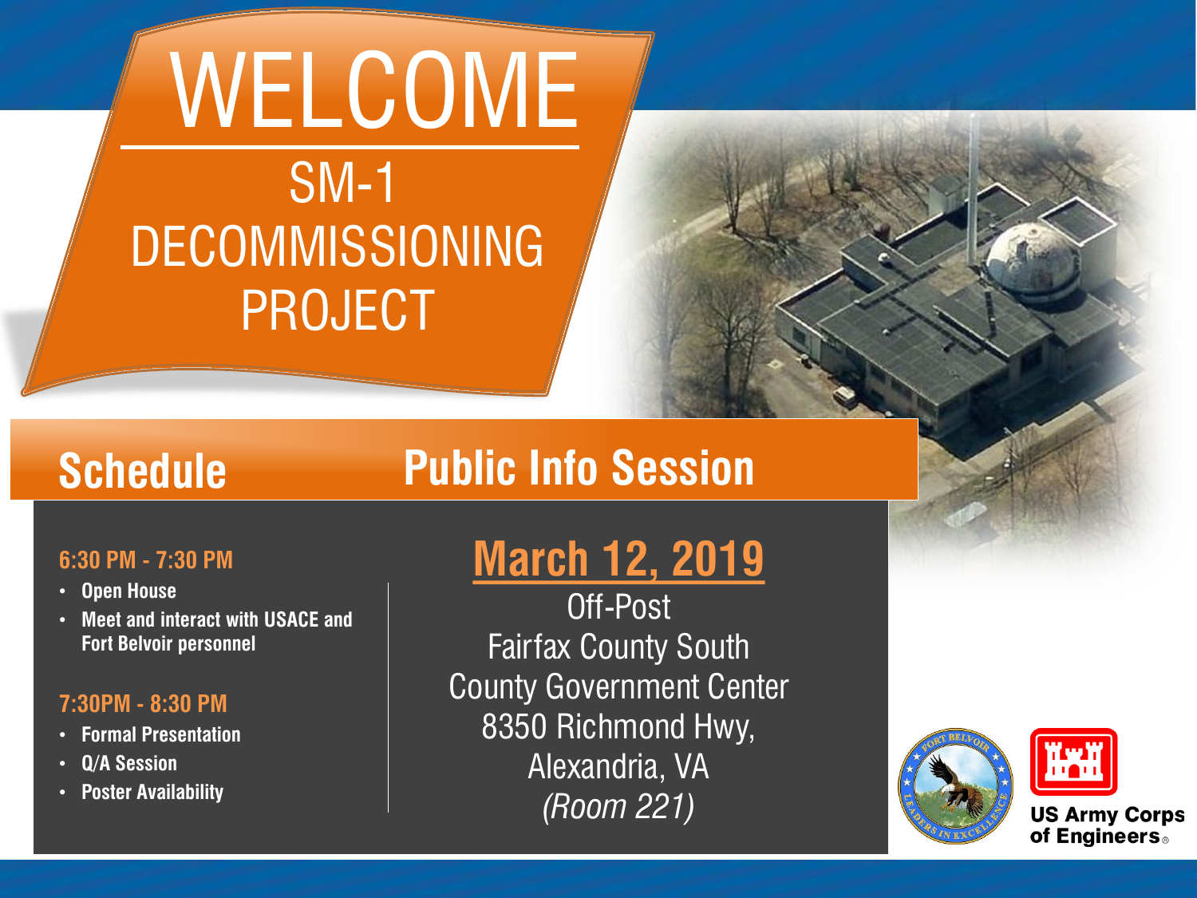# WELCOME

## SM-1 DECOMMISSIONING PROJECT

## Schedule

**6:30 PM - 7:30 PM**

- **Open House**
- **Meet and interact with USACE and Fort Belvoir personnel**

**7:30PM - 8:30 PM**

- **Formal Presentation**
- **Q/A Session**
- **Poster Availability**

## Public Info Session

**March 12, 2019**

Off-Post
Fairfax County South County Government Center
8350 Richmond Hwy,
Alexandria, VA
*(Room 221)*

US Army Corps of Engineers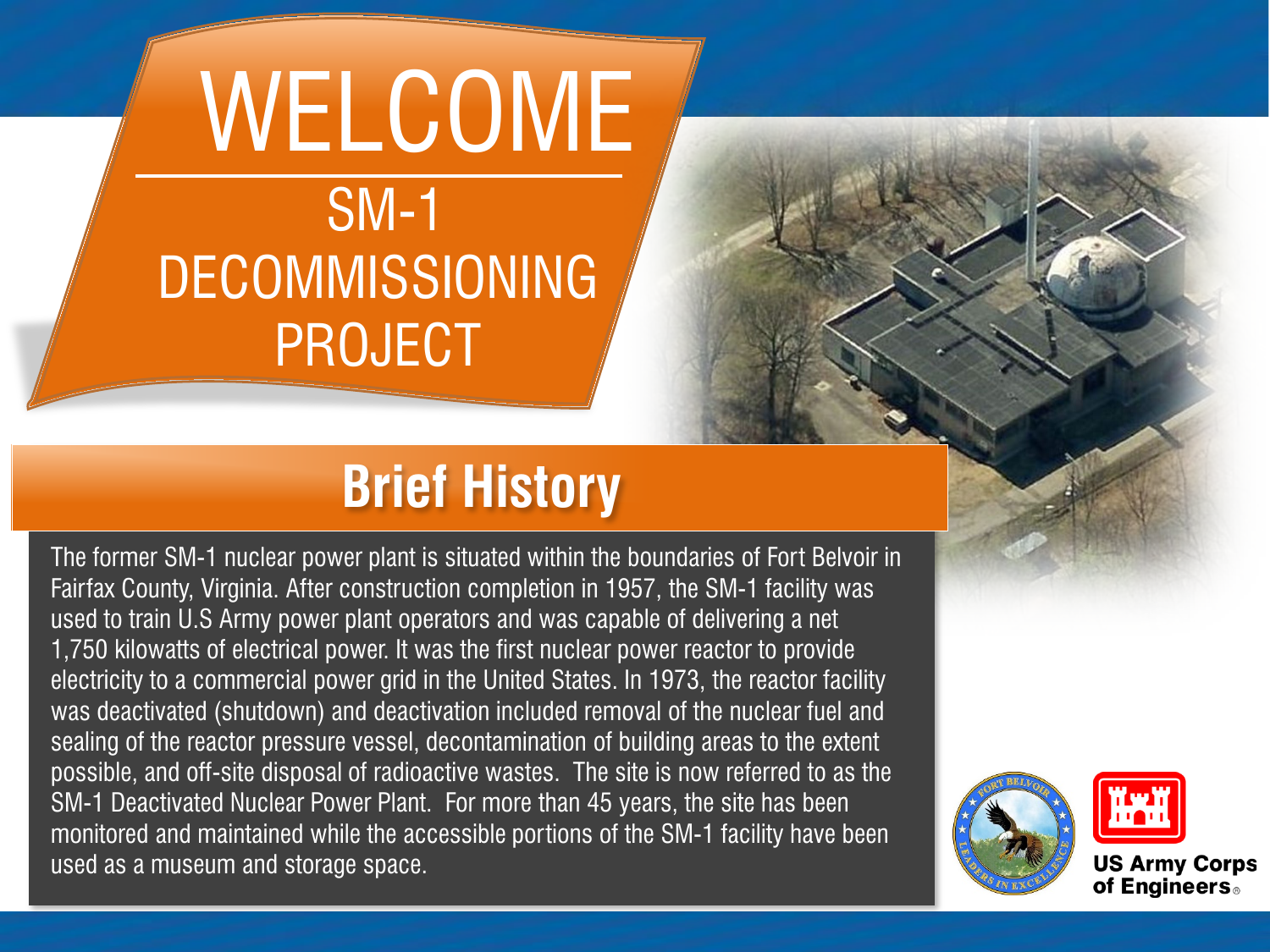# WELCOME

## SM-1 DECOMMISSIONING PROJECT

## Brief History

The former SM-1 nuclear power plant is situated within the boundaries of Fort Belvoir in Fairfax County, Virginia. After construction completion in 1957, the SM-1 facility was used to train U.S Army power plant operators and was capable of delivering a net 1,750 kilowatts of electrical power. It was the first nuclear power reactor to provide electricity to a commercial power grid in the United States. In 1973, the reactor facility was deactivated (shutdown) and deactivation included removal of the nuclear fuel and sealing of the reactor pressure vessel, decontamination of building areas to the extent possible, and off-site disposal of radioactive wastes. The site is now referred to as the SM-1 Deactivated Nuclear Power Plant. For more than 45 years, the site has been monitored and maintained while the accessible portions of the SM-1 facility have been used as a museum and storage space.

US Army Corps of Engineers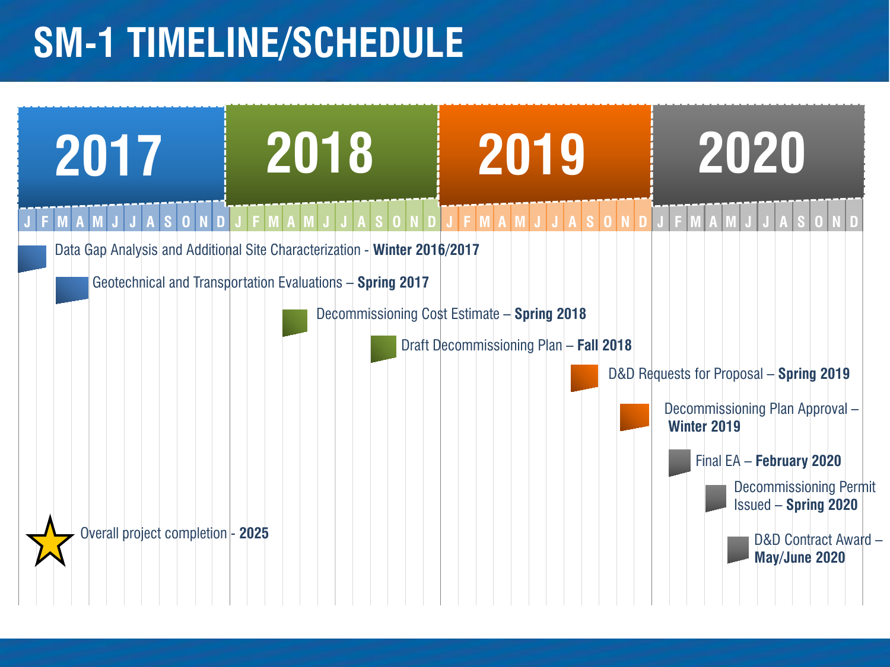# SM-1 TIMELINE/SCHEDULE

**2017** | **2018** | **2019** | **2020**

J F M A M J J A S O N D | J F M A M J J A S O N D | J F M A M J J A S O N D | J F M A M J J A S O N D

- Data Gap Analysis and Additional Site Characterization - **Winter 2016/2017**
- Geotechnical and Transportation Evaluations – **Spring 2017**
- Decommissioning Cost Estimate – **Spring 2018**
- Draft Decommissioning Plan – **Fall 2018**
- D&D Requests for Proposal – **Spring 2019**
- Decommissioning Plan Approval – **Winter 2019**
- Final EA – **February 2020**
- Decommissioning Permit Issued – **Spring 2020**
- D&D Contract Award – **May/June 2020**

Overall project completion - **2025**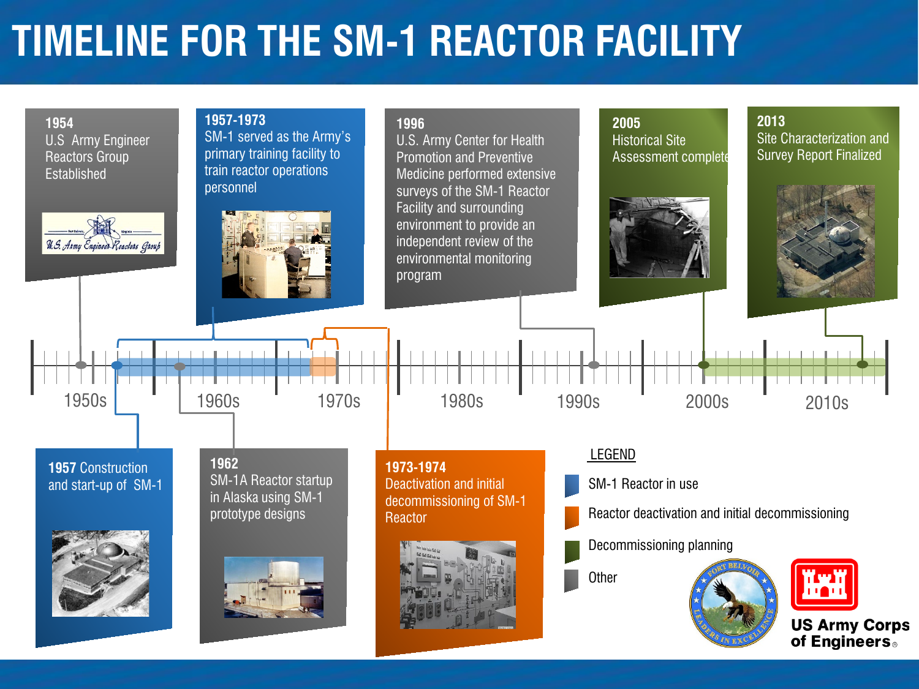# TIMELINE FOR THE SM-1 REACTOR FACILITY

**1954**
U.S. Army Engineer Reactors Group Established

**1957-1973**
SM-1 served as the Army's primary training facility to train reactor operations personnel

**1996**
U.S. Army Center for Health Promotion and Preventive Medicine performed extensive surveys of the SM-1 Reactor Facility and surrounding environment to provide an independent review of the environmental monitoring program

**2005**
Historical Site Assessment complete

**2013**
Site Characterization and Survey Report Finalized

1950s | 1960s | 1970s | 1980s | 1990s | 2000s | 2010s

**1957** Construction and start-up of SM-1

**1962**
SM-1A Reactor startup in Alaska using SM-1 prototype designs

**1973-1974**
Deactivation and initial decommissioning of SM-1 Reactor

LEGEND

- SM-1 Reactor in use
- Reactor deactivation and initial decommissioning
- Decommissioning planning
- Other

US Army Corps of Engineers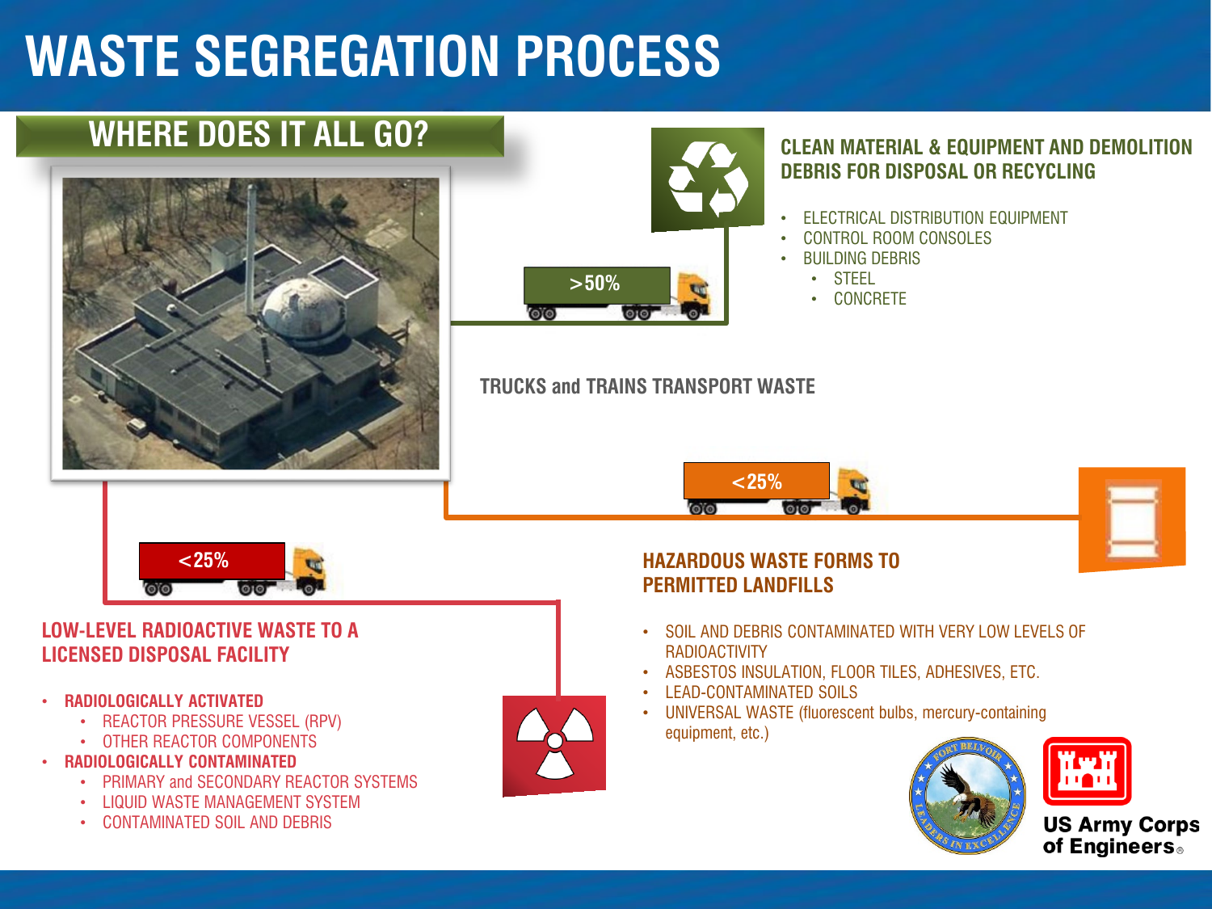# WASTE SEGREGATION PROCESS

## WHERE DOES IT ALL GO?

>50%

### CLEAN MATERIAL & EQUIPMENT AND DEMOLITION DEBRIS FOR DISPOSAL OR RECYCLING

- ELECTRICAL DISTRIBUTION EQUIPMENT
- CONTROL ROOM CONSOLES
- BUILDING DEBRIS
  - STEEL
  - CONCRETE

TRUCKS and TRAINS TRANSPORT WASTE

<25%

### HAZARDOUS WASTE FORMS TO PERMITTED LANDFILLS

- SOIL AND DEBRIS CONTAMINATED WITH VERY LOW LEVELS OF RADIOACTIVITY
- ASBESTOS INSULATION, FLOOR TILES, ADHESIVES, ETC.
- LEAD-CONTAMINATED SOILS
- UNIVERSAL WASTE (fluorescent bulbs, mercury-containing equipment, etc.)

<25%

### LOW-LEVEL RADIOACTIVE WASTE TO A LICENSED DISPOSAL FACILITY

- RADIOLOGICALLY ACTIVATED
  - REACTOR PRESSURE VESSEL (RPV)
  - OTHER REACTOR COMPONENTS
- RADIOLOGICALLY CONTAMINATED
  - PRIMARY and SECONDARY REACTOR SYSTEMS
  - LIQUID WASTE MANAGEMENT SYSTEM
  - CONTAMINATED SOIL AND DEBRIS

US Army Corps of Engineers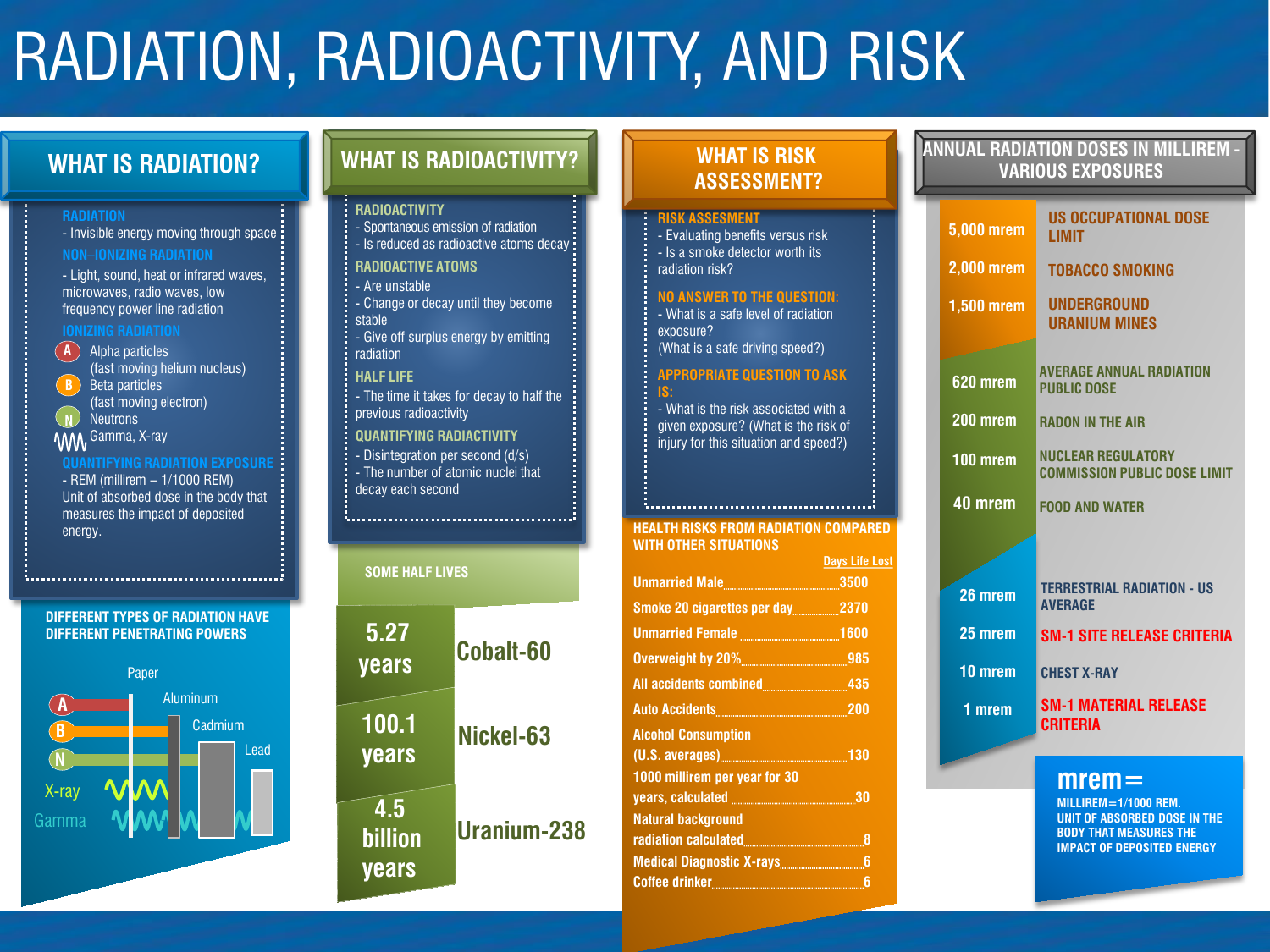# RADIATION, RADIOACTIVITY, AND RISK

## WHAT IS RADIATION?

**RADIATION**
- Invisible energy moving through space

**NON–IONIZING RADIATION**
- Light, sound, heat or infrared waves, microwaves, radio waves, low frequency power line radiation

**IONIZING RADIATION**
- A Alpha particles (fast moving helium nucleus)
- B Beta particles (fast moving electron)
- N Neutrons
- Gamma, X-ray

**QUANTIFYING RADIATION EXPOSURE**
- REM (millirem – 1/1000 REM)
Unit of absorbed dose in the body that measures the impact of deposited energy.

**DIFFERENT TYPES OF RADIATION HAVE DIFFERENT PENETRATING POWERS**

Paper, Aluminum, Cadmium, Lead — A, B, N, X-ray, Gamma

## WHAT IS RADIOACTIVITY?

**RADIOACTIVITY**
- Spontaneous emission of radiation
- Is reduced as radioactive atoms decay

**RADIOACTIVE ATOMS**
- Are unstable
- Change or decay until they become stable
- Give off surplus energy by emitting radiation

**HALF LIFE**
- The time it takes for decay to half the previous radioactivity

**QUANTIFYING RADIACTIVITY**
- Disintegration per second (d/s)
- The number of atomic nuclei that decay each second

**SOME HALF LIVES**

| Half life | Isotope |
|---|---|
| 5.27 years | Cobalt-60 |
| 100.1 years | Nickel-63 |
| 4.5 billion years | Uranium-238 |

## WHAT IS RISK ASSESSMENT?

**RISK ASSESMENT**
- Evaluating benefits versus risk
- Is a smoke detector worth its radiation risk?

**NO ANSWER TO THE QUESTION:**
- What is a safe level of radiation exposure?
(What is a safe driving speed?)

**APPROPRIATE QUESTION TO ASK IS:**
- What is the risk associated with a given exposure? (What is the risk of injury for this situation and speed?)

**HEALTH RISKS FROM RADIATION COMPARED WITH OTHER SITUATIONS**

| Situation | Days Life Lost |
|---|---|
| Unmarried Male | 3500 |
| Smoke 20 cigarettes per day | 2370 |
| Unmarried Female | 1600 |
| Overweight by 20% | 985 |
| All accidents combined | 435 |
| Auto Accidents | 200 |
| Alcohol Consumption (U.S. averages) | 130 |
| 1000 millirem per year for 30 years, calculated | 30 |
| Natural background radiation calculated | 8 |
| Medical Diagnostic X-rays | 6 |
| Coffee drinker | 6 |

## ANNUAL RADIATION DOSES IN MILLIREM - VARIOUS EXPOSURES

| Dose | Exposure |
|---|---|
| 5,000 mrem | US OCCUPATIONAL DOSE LIMIT |
| 2,000 mrem | TOBACCO SMOKING |
| 1,500 mrem | UNDERGROUND URANIUM MINES |
| 620 mrem | AVERAGE ANNUAL RADIATION PUBLIC DOSE |
| 200 mrem | RADON IN THE AIR |
| 100 mrem | NUCLEAR REGULATORY COMMISSION PUBLIC DOSE LIMIT |
| 40 mrem | FOOD AND WATER |
| 26 mrem | TERRESTRIAL RADIATION - US AVERAGE |
| 25 mrem | SM-1 SITE RELEASE CRITERIA |
| 10 mrem | CHEST X-RAY |
| 1 mrem | SM-1 MATERIAL RELEASE CRITERIA |

**mrem =**
MILLIREM = 1/1000 REM.
UNIT OF ABSORBED DOSE IN THE BODY THAT MEASURES THE IMPACT OF DEPOSITED ENERGY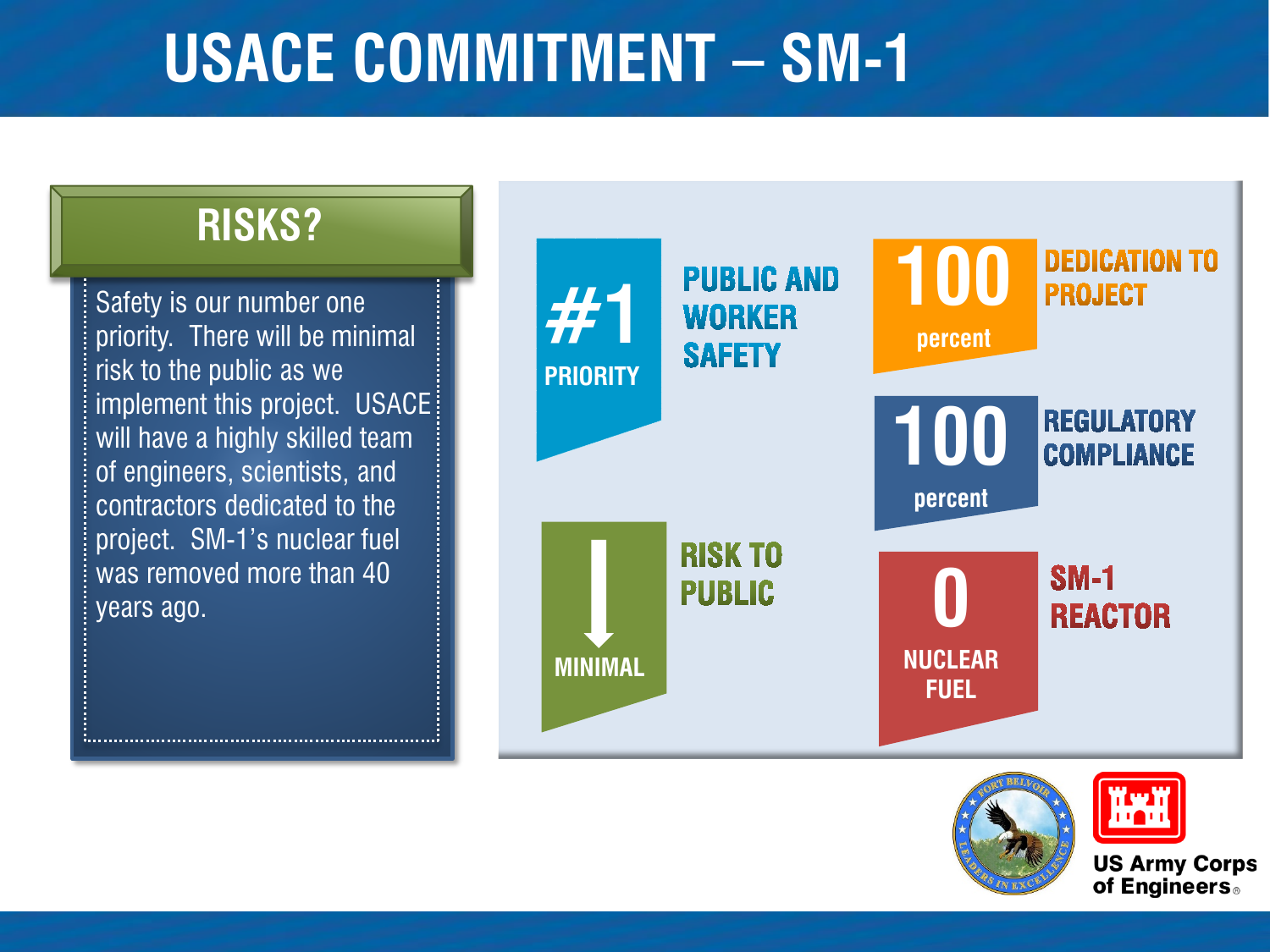# USACE COMMITMENT – SM-1

## RISKS?

Safety is our number one priority. There will be minimal risk to the public as we implement this project. USACE will have a highly skilled team of engineers, scientists, and contractors dedicated to the project. SM-1's nuclear fuel was removed more than 40 years ago.

**#1 PRIORITY** — PUBLIC AND WORKER SAFETY

**100 percent** — DEDICATION TO PROJECT

**100 percent** — REGULATORY COMPLIANCE

**MINIMAL** — RISK TO PUBLIC

**0 NUCLEAR FUEL** — SM-1 REACTOR

US Army Corps of Engineers